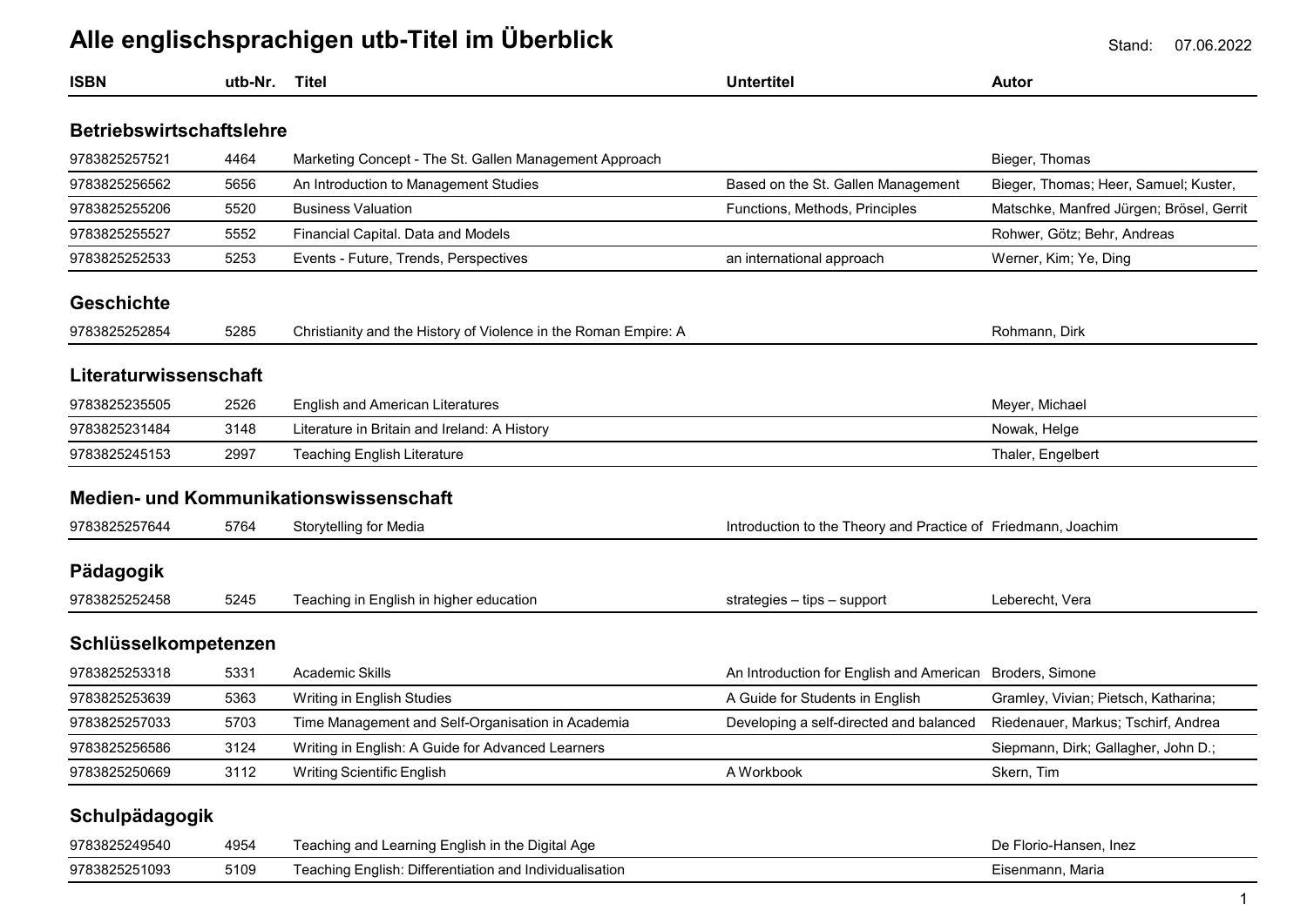# Alle englischsprachigen utb-Titel im Überblick

Stand: 07.06.2022

| ISBN | utb-Nr. | Titel | Untertitel | Autor |
|---|---|---|---|---|
| **Betriebswirtschaftslehre** | | | | |
| 9783825257521 | 4464 | Marketing Concept - The St. Gallen Management Approach | | Bieger, Thomas |
| 9783825256562 | 5656 | An Introduction to Management Studies | Based on the St. Gallen Management | Bieger, Thomas; Heer, Samuel; Kuster, |
| 9783825255206 | 5520 | Business Valuation | Functions, Methods, Principles | Matschke, Manfred Jürgen; Brösel, Gerrit |
| 9783825255527 | 5552 | Financial Capital. Data and Models | | Rohwer, Götz; Behr, Andreas |
| 9783825252533 | 5253 | Events - Future, Trends, Perspectives | an international approach | Werner, Kim; Ye, Ding |
| **Geschichte** | | | | |
| 9783825252854 | 5285 | Christianity and the History of Violence in the Roman Empire: A | | Rohmann, Dirk |
| **Literaturwissenschaft** | | | | |
| 9783825235505 | 2526 | English and American Literatures | | Meyer, Michael |
| 9783825231484 | 3148 | Literature in Britain and Ireland: A History | | Nowak, Helge |
| 9783825245153 | 2997 | Teaching English Literature | | Thaler, Engelbert |
| **Medien- und Kommunikationswissenschaft** | | | | |
| 9783825257644 | 5764 | Storytelling for Media | Introduction to the Theory and Practice of | Friedmann, Joachim |
| **Pädagogik** | | | | |
| 9783825252458 | 5245 | Teaching in English in higher education | strategies – tips – support | Leberecht, Vera |
| **Schlüsselkompetenzen** | | | | |
| 9783825253318 | 5331 | Academic Skills | An Introduction for English and American | Broders, Simone |
| 9783825253639 | 5363 | Writing in English Studies | A Guide for Students in English | Gramley, Vivian; Pietsch, Katharina; |
| 9783825257033 | 5703 | Time Management and Self-Organisation in Academia | Developing a self-directed and balanced | Riedenauer, Markus; Tschirf, Andrea |
| 9783825256586 | 3124 | Writing in English: A Guide for Advanced Learners | | Siepmann, Dirk; Gallagher, John D.; |
| 9783825250669 | 3112 | Writing Scientific English | A Workbook | Skern, Tim |
| **Schulpädagogik** | | | | |
| 9783825249540 | 4954 | Teaching and Learning English in the Digital Age | | De Florio-Hansen, Inez |
| 9783825251093 | 5109 | Teaching English: Differentiation and Individualisation | | Eisenmann, Maria |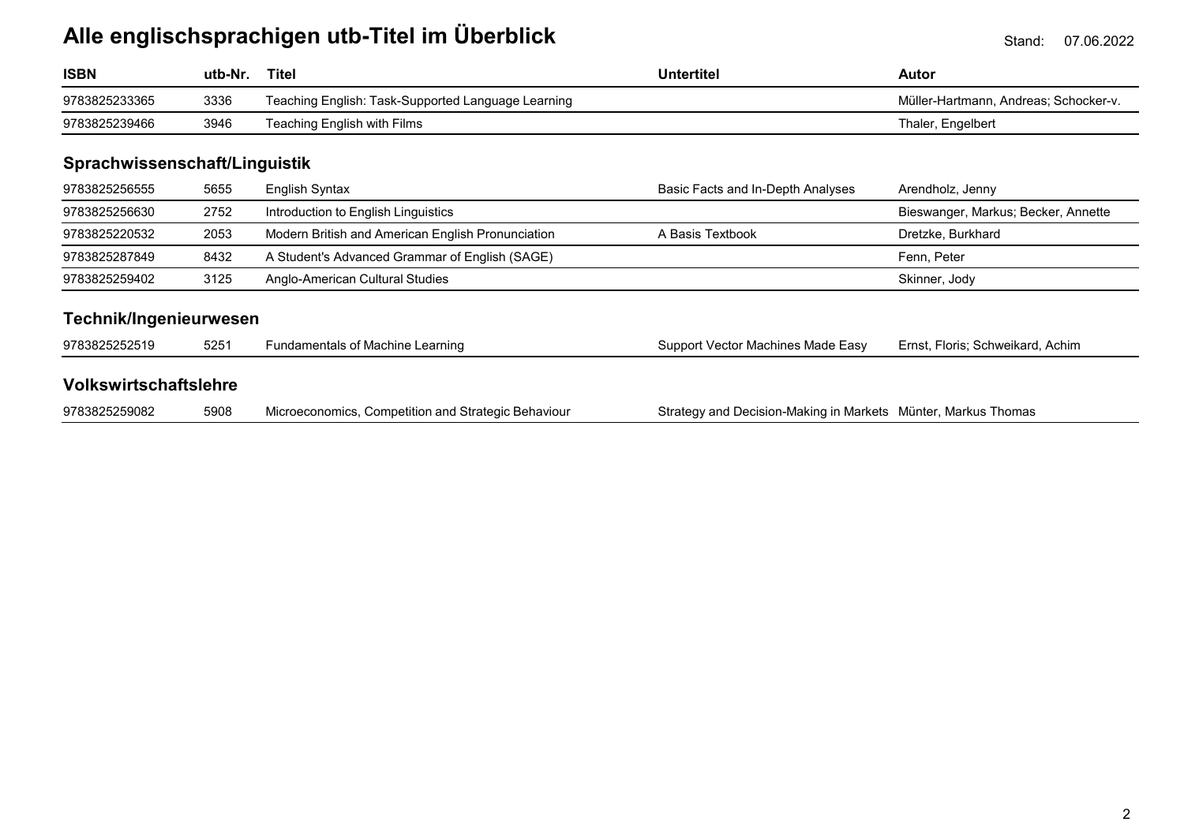# Alle englischsprachigen utb-Titel im Überblick

Stand: 07.06.2022

| ISBN | utb-Nr. | Titel | Untertitel | Autor |
|---|---|---|---|---|
| 9783825233365 | 3336 | Teaching English: Task-Supported Language Learning | | Müller-Hartmann, Andreas; Schocker-v. |
| 9783825239466 | 3946 | Teaching English with Films | | Thaler, Engelbert |

## Sprachwissenschaft/Linguistik

| ISBN | utb-Nr. | Titel | Untertitel | Autor |
|---|---|---|---|---|
| 9783825256555 | 5655 | English Syntax | Basic Facts and In-Depth Analyses | Arendholz, Jenny |
| 9783825256630 | 2752 | Introduction to English Linguistics | | Bieswanger, Markus; Becker, Annette |
| 9783825220532 | 2053 | Modern British and American English Pronunciation | A Basis Textbook | Dretzke, Burkhard |
| 9783825287849 | 8432 | A Student's Advanced Grammar of English (SAGE) | | Fenn, Peter |
| 9783825259402 | 3125 | Anglo-American Cultural Studies | | Skinner, Jody |

## Technik/Ingenieurwesen

| ISBN | utb-Nr. | Titel | Untertitel | Autor |
|---|---|---|---|---|
| 9783825252519 | 5251 | Fundamentals of Machine Learning | Support Vector Machines Made Easy | Ernst, Floris; Schweikard, Achim |

## Volkswirtschaftslehre

| ISBN | utb-Nr. | Titel | Untertitel | Autor |
|---|---|---|---|---|
| 9783825259082 | 5908 | Microeconomics, Competition and Strategic Behaviour | Strategy and Decision-Making in Markets | Münter, Markus Thomas |